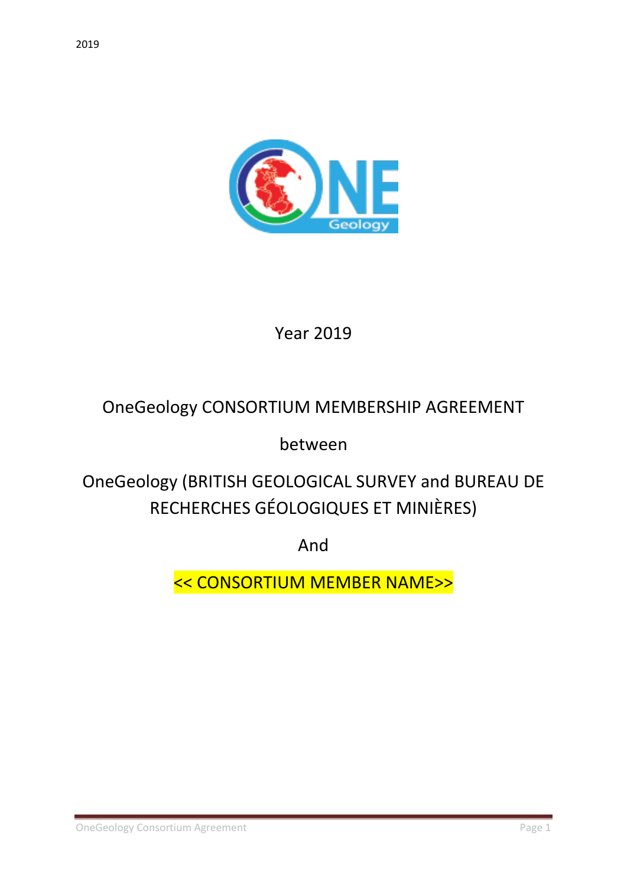Year 2019

# OneGeology CONSORTIUM MEMBERSHIP AGREEMENT

between

OneGeology (BRITISH GEOLOGICAL SURVEY and BUREAU DE RECHERCHES GÉOLOGIQUES ET MINIÈRES)

And

<< CONSORTIUM MEMBER NAME>>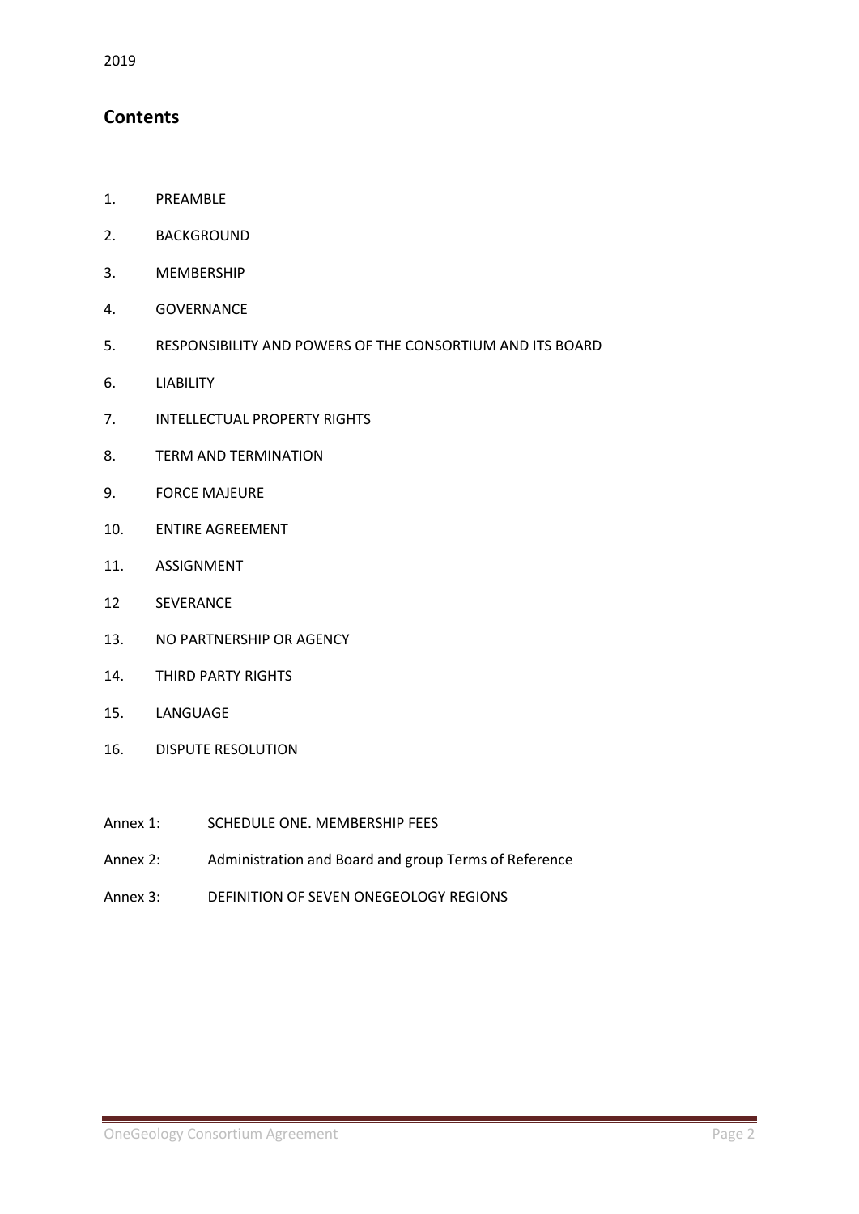2019

## Contents

1. PREAMBLE
2. BACKGROUND
3. MEMBERSHIP
4. GOVERNANCE
5. RESPONSIBILITY AND POWERS OF THE CONSORTIUM AND ITS BOARD
6. LIABILITY
7. INTELLECTUAL PROPERTY RIGHTS
8. TERM AND TERMINATION
9. FORCE MAJEURE
10. ENTIRE AGREEMENT
11. ASSIGNMENT

12 SEVERANCE

13. NO PARTNERSHIP OR AGENCY
14. THIRD PARTY RIGHTS
15. LANGUAGE
16. DISPUTE RESOLUTION

Annex 1: SCHEDULE ONE. MEMBERSHIP FEES

Annex 2: Administration and Board and group Terms of Reference

Annex 3: DEFINITION OF SEVEN ONEGEOLOGY REGIONS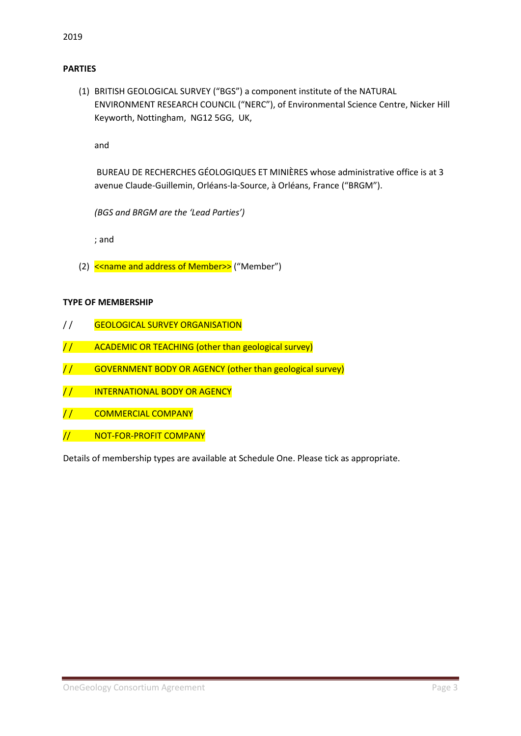2019

**PARTIES**

(1) BRITISH GEOLOGICAL SURVEY ("BGS") a component institute of the NATURAL ENVIRONMENT RESEARCH COUNCIL ("NERC"), of Environmental Science Centre, Nicker Hill Keyworth, Nottingham, NG12 5GG, UK,

and

BUREAU DE RECHERCHES GÉOLOGIQUES ET MINIÈRES whose administrative office is at 3 avenue Claude-Guillemin, Orléans-la-Source, à Orléans, France ("BRGM").

*(BGS and BRGM are the 'Lead Parties')*

; and

(2) <<name and address of Member>> ("Member")

**TYPE OF MEMBERSHIP**

/ /   GEOLOGICAL SURVEY ORGANISATION

/ /   ACADEMIC OR TEACHING (other than geological survey)

/ /   GOVERNMENT BODY OR AGENCY (other than geological survey)

/ /   INTERNATIONAL BODY OR AGENCY

/ /   COMMERCIAL COMPANY

//   NOT-FOR-PROFIT COMPANY

Details of membership types are available at Schedule One. Please tick as appropriate.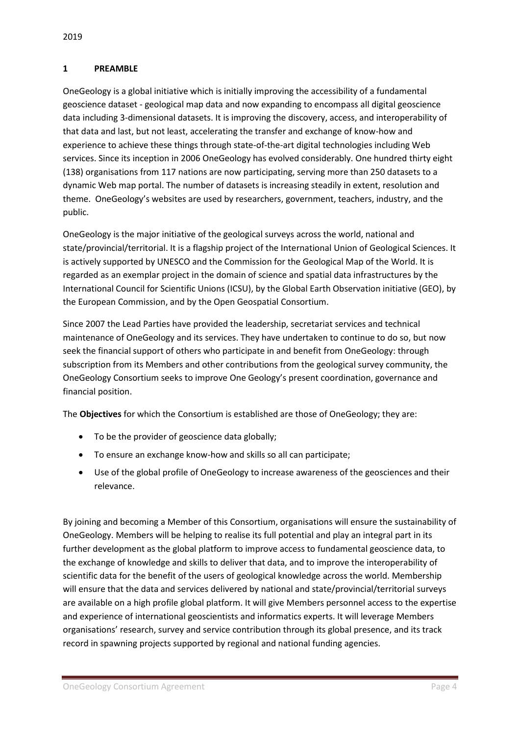2019

## 1 PREAMBLE

OneGeology is a global initiative which is initially improving the accessibility of a fundamental geoscience dataset - geological map data and now expanding to encompass all digital geoscience data including 3-dimensional datasets. It is improving the discovery, access, and interoperability of that data and last, but not least, accelerating the transfer and exchange of know-how and experience to achieve these things through state-of-the-art digital technologies including Web services. Since its inception in 2006 OneGeology has evolved considerably. One hundred thirty eight (138) organisations from 117 nations are now participating, serving more than 250 datasets to a dynamic Web map portal. The number of datasets is increasing steadily in extent, resolution and theme. OneGeology's websites are used by researchers, government, teachers, industry, and the public.

OneGeology is the major initiative of the geological surveys across the world, national and state/provincial/territorial. It is a flagship project of the International Union of Geological Sciences. It is actively supported by UNESCO and the Commission for the Geological Map of the World. It is regarded as an exemplar project in the domain of science and spatial data infrastructures by the International Council for Scientific Unions (ICSU), by the Global Earth Observation initiative (GEO), by the European Commission, and by the Open Geospatial Consortium.

Since 2007 the Lead Parties have provided the leadership, secretariat services and technical maintenance of OneGeology and its services. They have undertaken to continue to do so, but now seek the financial support of others who participate in and benefit from OneGeology: through subscription from its Members and other contributions from the geological survey community, the OneGeology Consortium seeks to improve One Geology's present coordination, governance and financial position.

The **Objectives** for which the Consortium is established are those of OneGeology; they are:

- To be the provider of geoscience data globally;
- To ensure an exchange know-how and skills so all can participate;
- Use of the global profile of OneGeology to increase awareness of the geosciences and their relevance.

By joining and becoming a Member of this Consortium, organisations will ensure the sustainability of OneGeology. Members will be helping to realise its full potential and play an integral part in its further development as the global platform to improve access to fundamental geoscience data, to the exchange of knowledge and skills to deliver that data, and to improve the interoperability of scientific data for the benefit of the users of geological knowledge across the world. Membership will ensure that the data and services delivered by national and state/provincial/territorial surveys are available on a high profile global platform. It will give Members personnel access to the expertise and experience of international geoscientists and informatics experts. It will leverage Members organisations' research, survey and service contribution through its global presence, and its track record in spawning projects supported by regional and national funding agencies.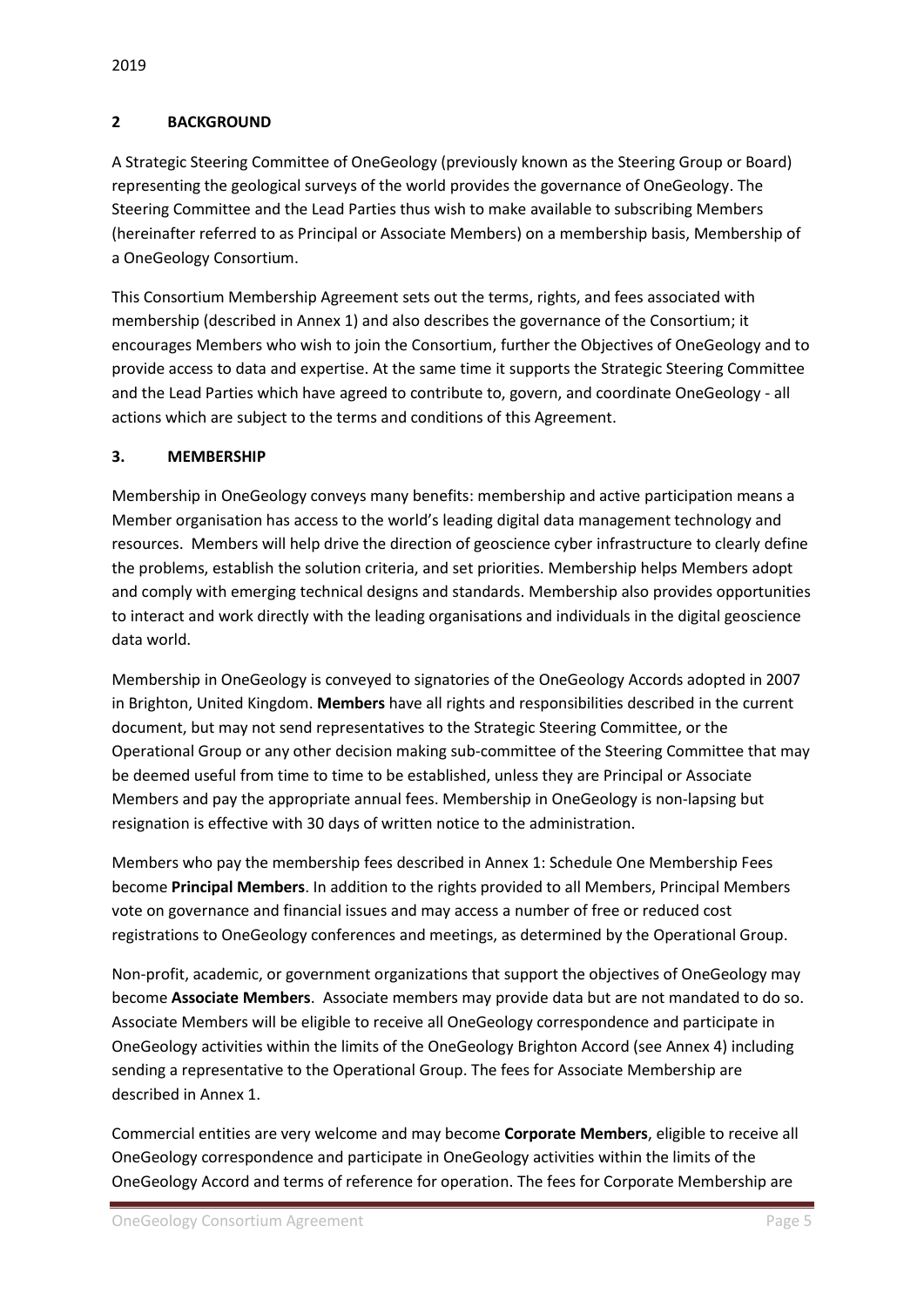## 2 BACKGROUND

A Strategic Steering Committee of OneGeology (previously known as the Steering Group or Board) representing the geological surveys of the world provides the governance of OneGeology. The Steering Committee and the Lead Parties thus wish to make available to subscribing Members (hereinafter referred to as Principal or Associate Members) on a membership basis, Membership of a OneGeology Consortium.

This Consortium Membership Agreement sets out the terms, rights, and fees associated with membership (described in Annex 1) and also describes the governance of the Consortium; it encourages Members who wish to join the Consortium, further the Objectives of OneGeology and to provide access to data and expertise. At the same time it supports the Strategic Steering Committee and the Lead Parties which have agreed to contribute to, govern, and coordinate OneGeology - all actions which are subject to the terms and conditions of this Agreement.

## 3. MEMBERSHIP

Membership in OneGeology conveys many benefits: membership and active participation means a Member organisation has access to the world's leading digital data management technology and resources. Members will help drive the direction of geoscience cyber infrastructure to clearly define the problems, establish the solution criteria, and set priorities. Membership helps Members adopt and comply with emerging technical designs and standards. Membership also provides opportunities to interact and work directly with the leading organisations and individuals in the digital geoscience data world.

Membership in OneGeology is conveyed to signatories of the OneGeology Accords adopted in 2007 in Brighton, United Kingdom. **Members** have all rights and responsibilities described in the current document, but may not send representatives to the Strategic Steering Committee, or the Operational Group or any other decision making sub-committee of the Steering Committee that may be deemed useful from time to time to be established, unless they are Principal or Associate Members and pay the appropriate annual fees. Membership in OneGeology is non-lapsing but resignation is effective with 30 days of written notice to the administration.

Members who pay the membership fees described in Annex 1: Schedule One Membership Fees become **Principal Members**. In addition to the rights provided to all Members, Principal Members vote on governance and financial issues and may access a number of free or reduced cost registrations to OneGeology conferences and meetings, as determined by the Operational Group.

Non-profit, academic, or government organizations that support the objectives of OneGeology may become **Associate Members**. Associate members may provide data but are not mandated to do so. Associate Members will be eligible to receive all OneGeology correspondence and participate in OneGeology activities within the limits of the OneGeology Brighton Accord (see Annex 4) including sending a representative to the Operational Group. The fees for Associate Membership are described in Annex 1.

Commercial entities are very welcome and may become **Corporate Members**, eligible to receive all OneGeology correspondence and participate in OneGeology activities within the limits of the OneGeology Accord and terms of reference for operation. The fees for Corporate Membership are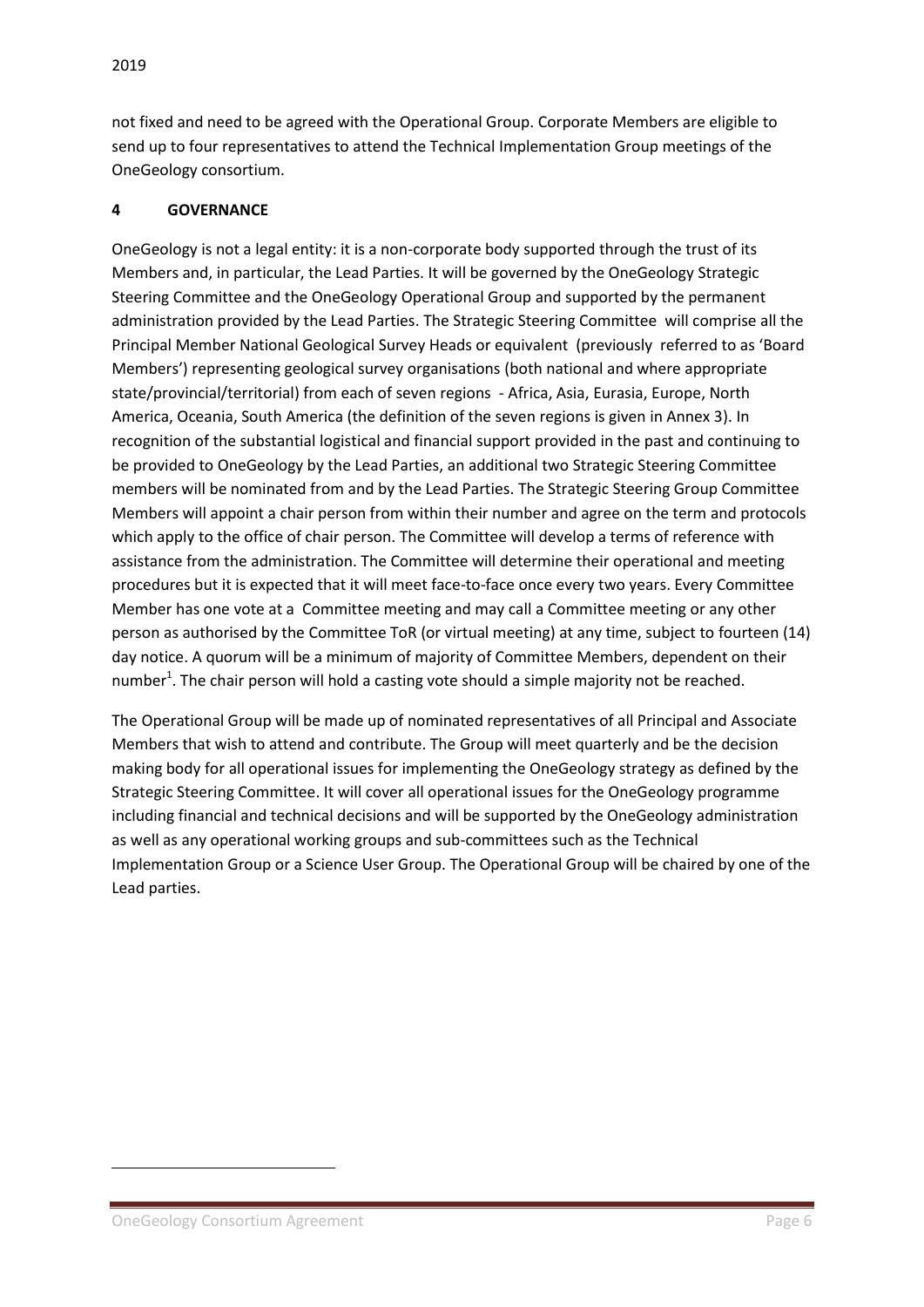not fixed and need to be agreed with the Operational Group. Corporate Members are eligible to send up to four representatives to attend the Technical Implementation Group meetings of the OneGeology consortium.

## 4 GOVERNANCE

OneGeology is not a legal entity: it is a non-corporate body supported through the trust of its Members and, in particular, the Lead Parties. It will be governed by the OneGeology Strategic Steering Committee and the OneGeology Operational Group and supported by the permanent administration provided by the Lead Parties. The Strategic Steering Committee will comprise all the Principal Member National Geological Survey Heads or equivalent (previously referred to as 'Board Members') representing geological survey organisations (both national and where appropriate state/provincial/territorial) from each of seven regions - Africa, Asia, Eurasia, Europe, North America, Oceania, South America (the definition of the seven regions is given in Annex 3). In recognition of the substantial logistical and financial support provided in the past and continuing to be provided to OneGeology by the Lead Parties, an additional two Strategic Steering Committee members will be nominated from and by the Lead Parties. The Strategic Steering Group Committee Members will appoint a chair person from within their number and agree on the term and protocols which apply to the office of chair person. The Committee will develop a terms of reference with assistance from the administration. The Committee will determine their operational and meeting procedures but it is expected that it will meet face-to-face once every two years. Every Committee Member has one vote at a Committee meeting and may call a Committee meeting or any other person as authorised by the Committee ToR (or virtual meeting) at any time, subject to fourteen (14) day notice. A quorum will be a minimum of majority of Committee Members, dependent on their number[1]. The chair person will hold a casting vote should a simple majority not be reached.

The Operational Group will be made up of nominated representatives of all Principal and Associate Members that wish to attend and contribute. The Group will meet quarterly and be the decision making body for all operational issues for implementing the OneGeology strategy as defined by the Strategic Steering Committee. It will cover all operational issues for the OneGeology programme including financial and technical decisions and will be supported by the OneGeology administration as well as any operational working groups and sub-committees such as the Technical Implementation Group or a Science User Group. The Operational Group will be chaired by one of the Lead parties.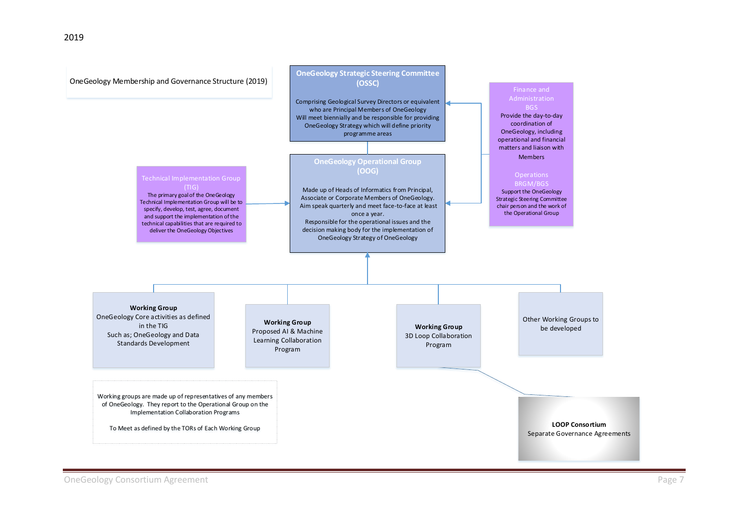2019

OneGeology Membership and Governance Structure (2019)

**OneGeology Strategic Steering Committee (OSSC)**

Comprising Geological Survey Directors or equivalent who are Principal Members of OneGeology
Will meet biennially and be responsible for providing OneGeology Strategy which will define priority programme areas

**OneGeology Operational Group (OOG)**

Made up of Heads of Informatics from Principal, Associate or Corporate Members of OneGeology.
Aim speak quarterly and meet face-to-face at least once a year.
Responsible for the operational issues and the decision making body for the implementation of OneGeology Strategy of OneGeology

**Technical Implementation Group (TIG)**

The primary goal of the OneGeology Technical Implementation Group will be to specify, develop, test, agree, document and support the implementation of the technical capabilities that are required to deliver the OneGeology Objectives

**Finance and Administration BGS**

Provide the day-to-day coordination of OneGeology, including operational and financial matters and liaison with Members

**Operations BRGM/BGS**

Support the OneGeology Strategic Steering Committee chair person and the work of the Operational Group

**Working Group**
OneGeology Core activities as defined in the TIG
Such as; OneGeology and Data Standards Development

**Working Group**
Proposed AI & Machine Learning Collaboration Program

**Working Group**
3D Loop Collaboration Program

Other Working Groups to be developed

**LOOP Consortium**
Separate Governance Agreements

Working groups are made up of representatives of any members of OneGeology. They report to the Operational Group on the Implementation Collaboration Programs

To Meet as defined by the TORs of Each Working Group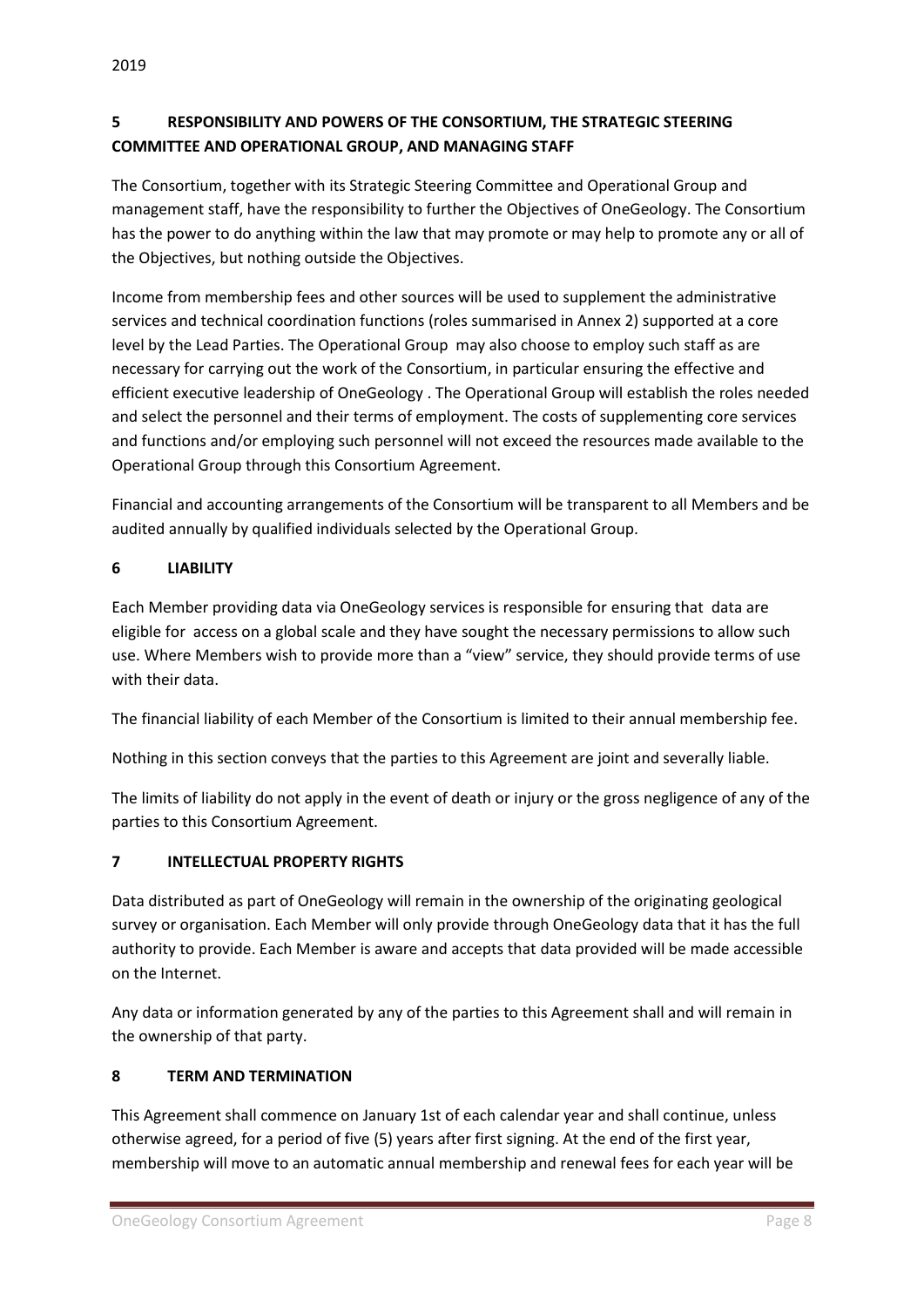## 5 RESPONSIBILITY AND POWERS OF THE CONSORTIUM, THE STRATEGIC STEERING COMMITTEE AND OPERATIONAL GROUP, AND MANAGING STAFF

The Consortium, together with its Strategic Steering Committee and Operational Group and management staff, have the responsibility to further the Objectives of OneGeology. The Consortium has the power to do anything within the law that may promote or may help to promote any or all of the Objectives, but nothing outside the Objectives.

Income from membership fees and other sources will be used to supplement the administrative services and technical coordination functions (roles summarised in Annex 2) supported at a core level by the Lead Parties. The Operational Group may also choose to employ such staff as are necessary for carrying out the work of the Consortium, in particular ensuring the effective and efficient executive leadership of OneGeology . The Operational Group will establish the roles needed and select the personnel and their terms of employment. The costs of supplementing core services and functions and/or employing such personnel will not exceed the resources made available to the Operational Group through this Consortium Agreement.

Financial and accounting arrangements of the Consortium will be transparent to all Members and be audited annually by qualified individuals selected by the Operational Group.

## 6 LIABILITY

Each Member providing data via OneGeology services is responsible for ensuring that data are eligible for access on a global scale and they have sought the necessary permissions to allow such use. Where Members wish to provide more than a "view" service, they should provide terms of use with their data.

The financial liability of each Member of the Consortium is limited to their annual membership fee.

Nothing in this section conveys that the parties to this Agreement are joint and severally liable.

The limits of liability do not apply in the event of death or injury or the gross negligence of any of the parties to this Consortium Agreement.

## 7 INTELLECTUAL PROPERTY RIGHTS

Data distributed as part of OneGeology will remain in the ownership of the originating geological survey or organisation. Each Member will only provide through OneGeology data that it has the full authority to provide. Each Member is aware and accepts that data provided will be made accessible on the Internet.

Any data or information generated by any of the parties to this Agreement shall and will remain in the ownership of that party.

## 8 TERM AND TERMINATION

This Agreement shall commence on January 1st of each calendar year and shall continue, unless otherwise agreed, for a period of five (5) years after first signing. At the end of the first year, membership will move to an automatic annual membership and renewal fees for each year will be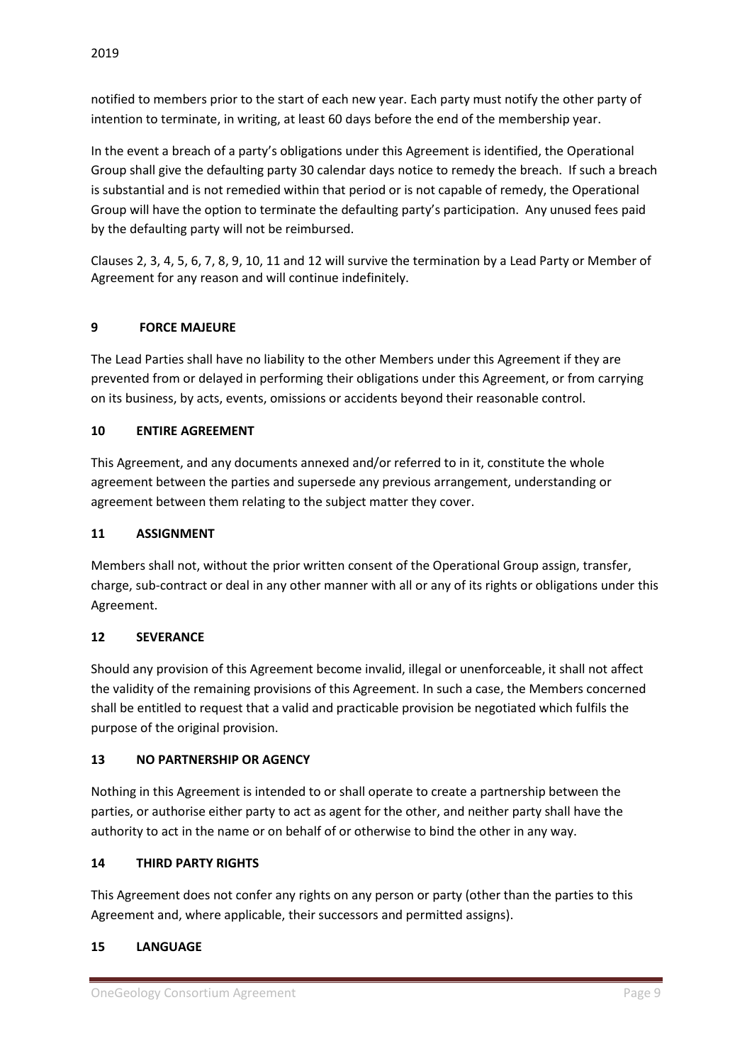notified to members prior to the start of each new year. Each party must notify the other party of intention to terminate, in writing, at least 60 days before the end of the membership year.

In the event a breach of a party's obligations under this Agreement is identified, the Operational Group shall give the defaulting party 30 calendar days notice to remedy the breach. If such a breach is substantial and is not remedied within that period or is not capable of remedy, the Operational Group will have the option to terminate the defaulting party's participation. Any unused fees paid by the defaulting party will not be reimbursed.

Clauses 2, 3, 4, 5, 6, 7, 8, 9, 10, 11 and 12 will survive the termination by a Lead Party or Member of Agreement for any reason and will continue indefinitely.

## 9 FORCE MAJEURE

The Lead Parties shall have no liability to the other Members under this Agreement if they are prevented from or delayed in performing their obligations under this Agreement, or from carrying on its business, by acts, events, omissions or accidents beyond their reasonable control.

## 10 ENTIRE AGREEMENT

This Agreement, and any documents annexed and/or referred to in it, constitute the whole agreement between the parties and supersede any previous arrangement, understanding or agreement between them relating to the subject matter they cover.

## 11 ASSIGNMENT

Members shall not, without the prior written consent of the Operational Group assign, transfer, charge, sub-contract or deal in any other manner with all or any of its rights or obligations under this Agreement.

## 12 SEVERANCE

Should any provision of this Agreement become invalid, illegal or unenforceable, it shall not affect the validity of the remaining provisions of this Agreement. In such a case, the Members concerned shall be entitled to request that a valid and practicable provision be negotiated which fulfils the purpose of the original provision.

## 13 NO PARTNERSHIP OR AGENCY

Nothing in this Agreement is intended to or shall operate to create a partnership between the parties, or authorise either party to act as agent for the other, and neither party shall have the authority to act in the name or on behalf of or otherwise to bind the other in any way.

## 14 THIRD PARTY RIGHTS

This Agreement does not confer any rights on any person or party (other than the parties to this Agreement and, where applicable, their successors and permitted assigns).

## 15 LANGUAGE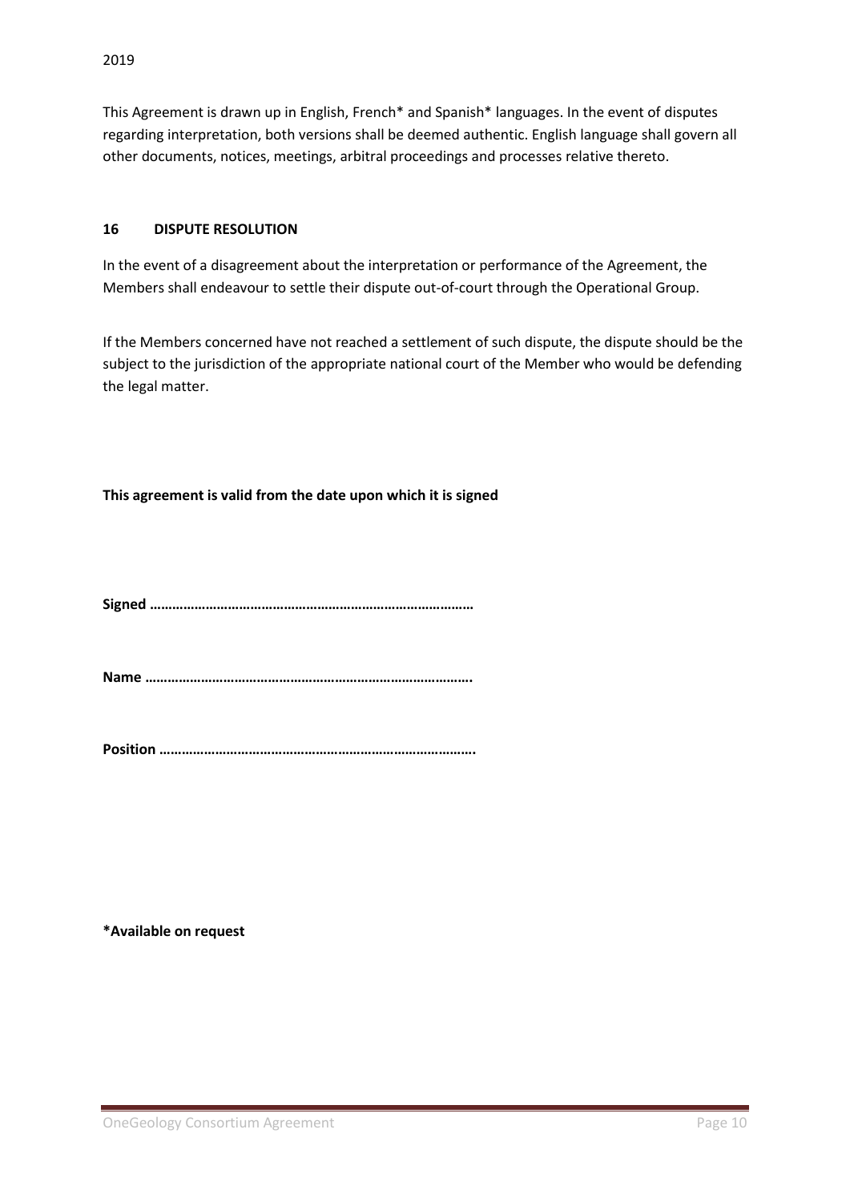2019

This Agreement is drawn up in English, French* and Spanish* languages. In the event of disputes regarding interpretation, both versions shall be deemed authentic. English language shall govern all other documents, notices, meetings, arbitral proceedings and processes relative thereto.

## 16 DISPUTE RESOLUTION

In the event of a disagreement about the interpretation or performance of the Agreement, the Members shall endeavour to settle their dispute out-of-court through the Operational Group.

If the Members concerned have not reached a settlement of such dispute, the dispute should be the subject to the jurisdiction of the appropriate national court of the Member who would be defending the legal matter.

**This agreement is valid from the date upon which it is signed**

**Signed …………………………………………………………………………**

**Name ………………………………………………………………………….**

**Position ……………………………………………………………………….**

***Available on request**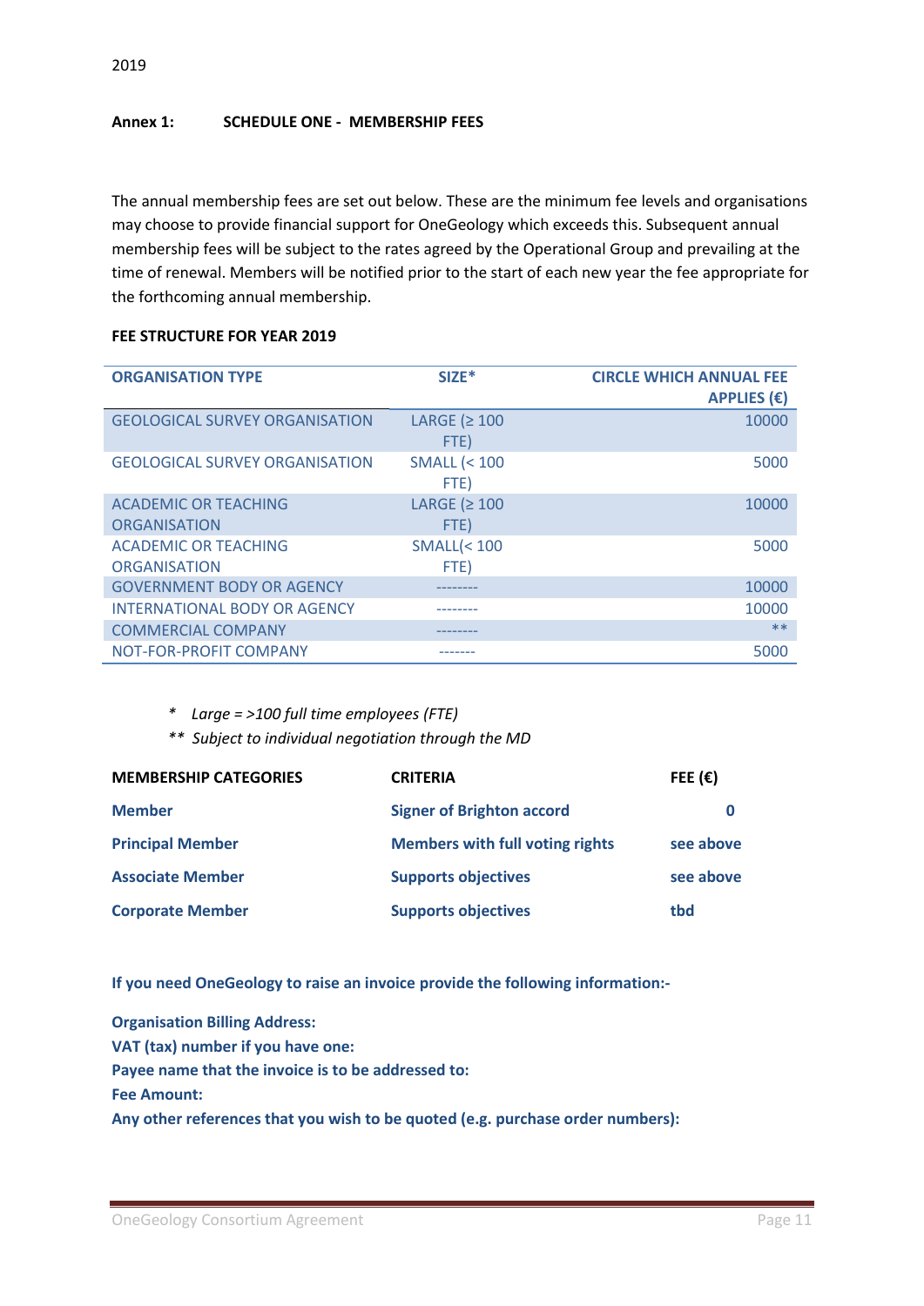2019

**Annex 1: SCHEDULE ONE - MEMBERSHIP FEES**

The annual membership fees are set out below. These are the minimum fee levels and organisations may choose to provide financial support for OneGeology which exceeds this. Subsequent annual membership fees will be subject to the rates agreed by the Operational Group and prevailing at the time of renewal. Members will be notified prior to the start of each new year the fee appropriate for the forthcoming annual membership.

**FEE STRUCTURE FOR YEAR 2019**

| ORGANISATION TYPE | SIZE* | CIRCLE WHICH ANNUAL FEE APPLIES (€) |
|---|---|---|
| GEOLOGICAL SURVEY ORGANISATION | LARGE (≥ 100 FTE) | 10000 |
| GEOLOGICAL SURVEY ORGANISATION | SMALL (< 100 FTE) | 5000 |
| ACADEMIC OR TEACHING ORGANISATION | LARGE (≥ 100 FTE) | 10000 |
| ACADEMIC OR TEACHING ORGANISATION | SMALL(< 100 FTE) | 5000 |
| GOVERNMENT BODY OR AGENCY | -------- | 10000 |
| INTERNATIONAL BODY OR AGENCY | -------- | 10000 |
| COMMERCIAL COMPANY | -------- | ** |
| NOT-FOR-PROFIT COMPANY | ------- | 5000 |

\* *Large = >100 full time employees (FTE)*

\** *Subject to individual negotiation through the MD*

| MEMBERSHIP CATEGORIES | CRITERIA | FEE (€) |
|---|---|---|
| **Member** | **Signer of Brighton accord** | **0** |
| **Principal Member** | **Members with full voting rights** | **see above** |
| **Associate Member** | **Supports objectives** | **see above** |
| **Corporate Member** | **Supports objectives** | **tbd** |

**If you need OneGeology to raise an invoice provide the following information:-**

**Organisation Billing Address:**
**VAT (tax) number if you have one:**
**Payee name that the invoice is to be addressed to:**
**Fee Amount:**
**Any other references that you wish to be quoted (e.g. purchase order numbers):**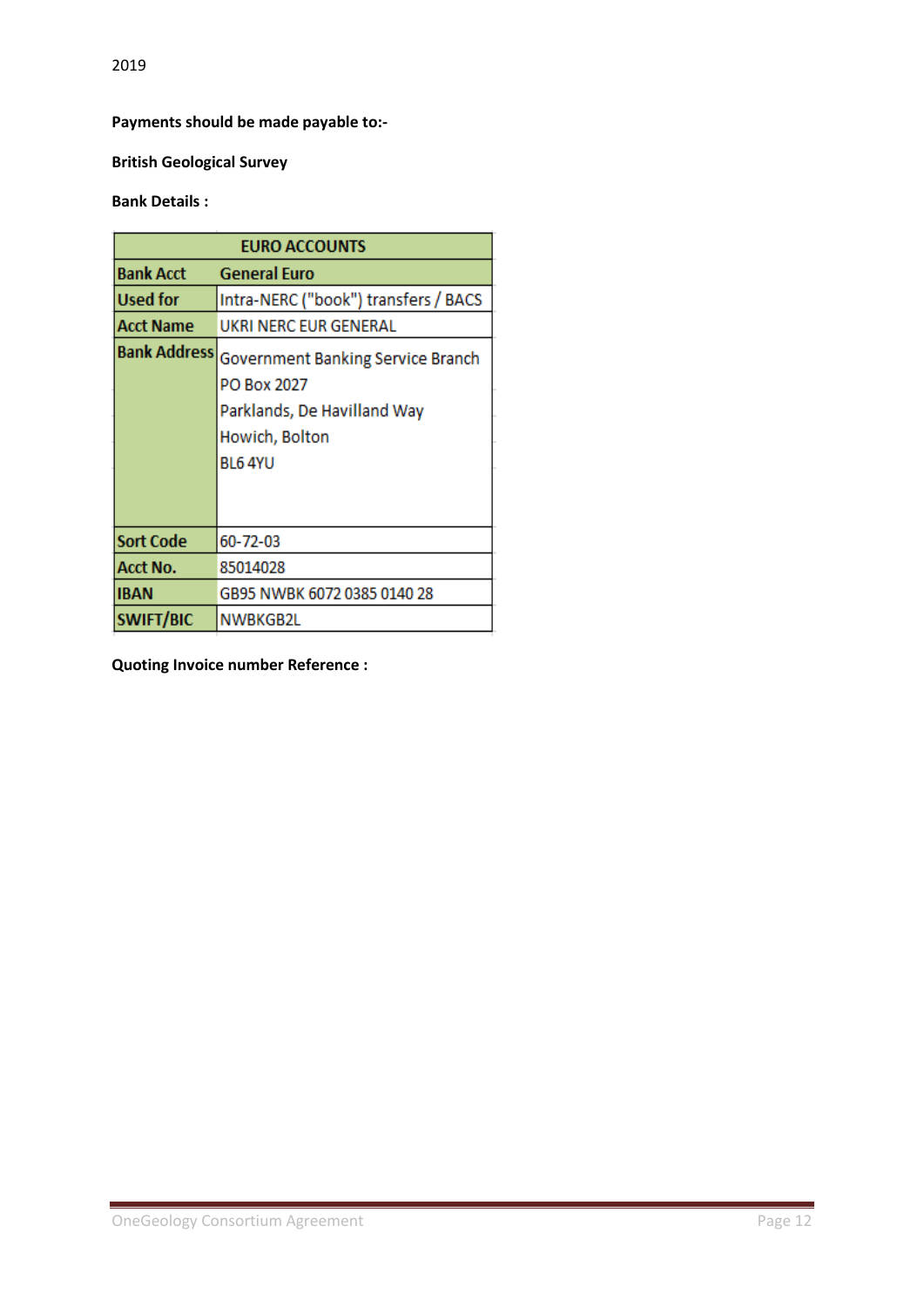2019

**Payments should be made payable to:-**

**British Geological Survey**

**Bank Details :**

| EURO ACCOUNTS | |
|---|---|
| **Bank Acct** | **General Euro** |
| **Used for** | Intra-NERC ("book") transfers / BACS |
| **Acct Name** | UKRI NERC EUR GENERAL |
| **Bank Address** | Government Banking Service Branch<br>PO Box 2027<br>Parklands, De Havilland Way<br>Howich, Bolton<br>BL6 4YU |
| **Sort Code** | 60-72-03 |
| **Acct No.** | 85014028 |
| **IBAN** | GB95 NWBK 6072 0385 0140 28 |
| **SWIFT/BIC** | NWBKGB2L |

**Quoting Invoice number Reference :**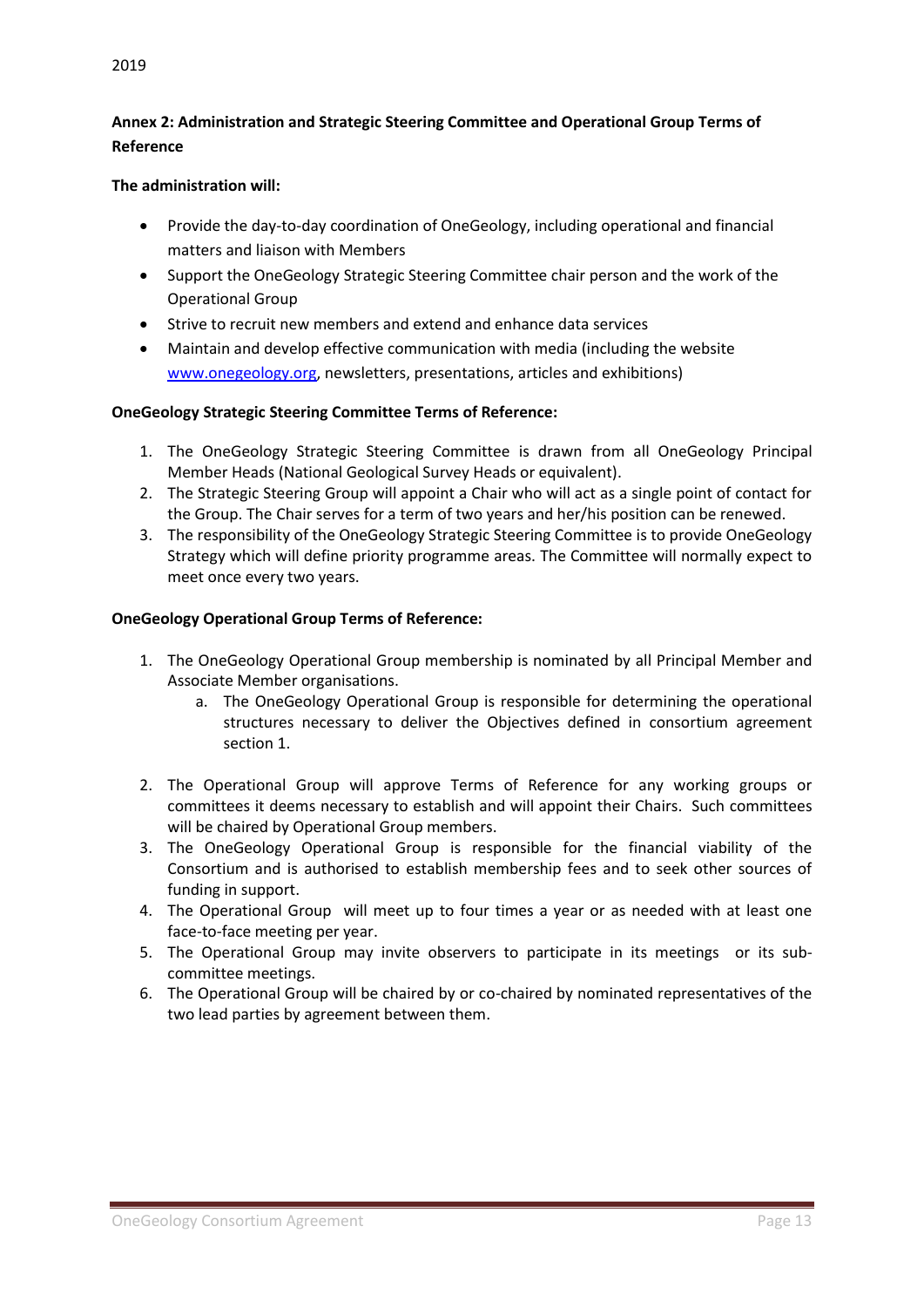## Annex 2: Administration and Strategic Steering Committee and Operational Group Terms of Reference

**The administration will:**

- Provide the day-to-day coordination of OneGeology, including operational and financial matters and liaison with Members
- Support the OneGeology Strategic Steering Committee chair person and the work of the Operational Group
- Strive to recruit new members and extend and enhance data services
- Maintain and develop effective communication with media (including the website www.onegeology.org, newsletters, presentations, articles and exhibitions)

**OneGeology Strategic Steering Committee Terms of Reference:**

1. The OneGeology Strategic Steering Committee is drawn from all OneGeology Principal Member Heads (National Geological Survey Heads or equivalent).
2. The Strategic Steering Group will appoint a Chair who will act as a single point of contact for the Group. The Chair serves for a term of two years and her/his position can be renewed.
3. The responsibility of the OneGeology Strategic Steering Committee is to provide OneGeology Strategy which will define priority programme areas. The Committee will normally expect to meet once every two years.

**OneGeology Operational Group Terms of Reference:**

1. The OneGeology Operational Group membership is nominated by all Principal Member and Associate Member organisations.
   a. The OneGeology Operational Group is responsible for determining the operational structures necessary to deliver the Objectives defined in consortium agreement section 1.
2. The Operational Group will approve Terms of Reference for any working groups or committees it deems necessary to establish and will appoint their Chairs. Such committees will be chaired by Operational Group members.
3. The OneGeology Operational Group is responsible for the financial viability of the Consortium and is authorised to establish membership fees and to seek other sources of funding in support.
4. The Operational Group will meet up to four times a year or as needed with at least one face-to-face meeting per year.
5. The Operational Group may invite observers to participate in its meetings or its sub-committee meetings.
6. The Operational Group will be chaired by or co-chaired by nominated representatives of the two lead parties by agreement between them.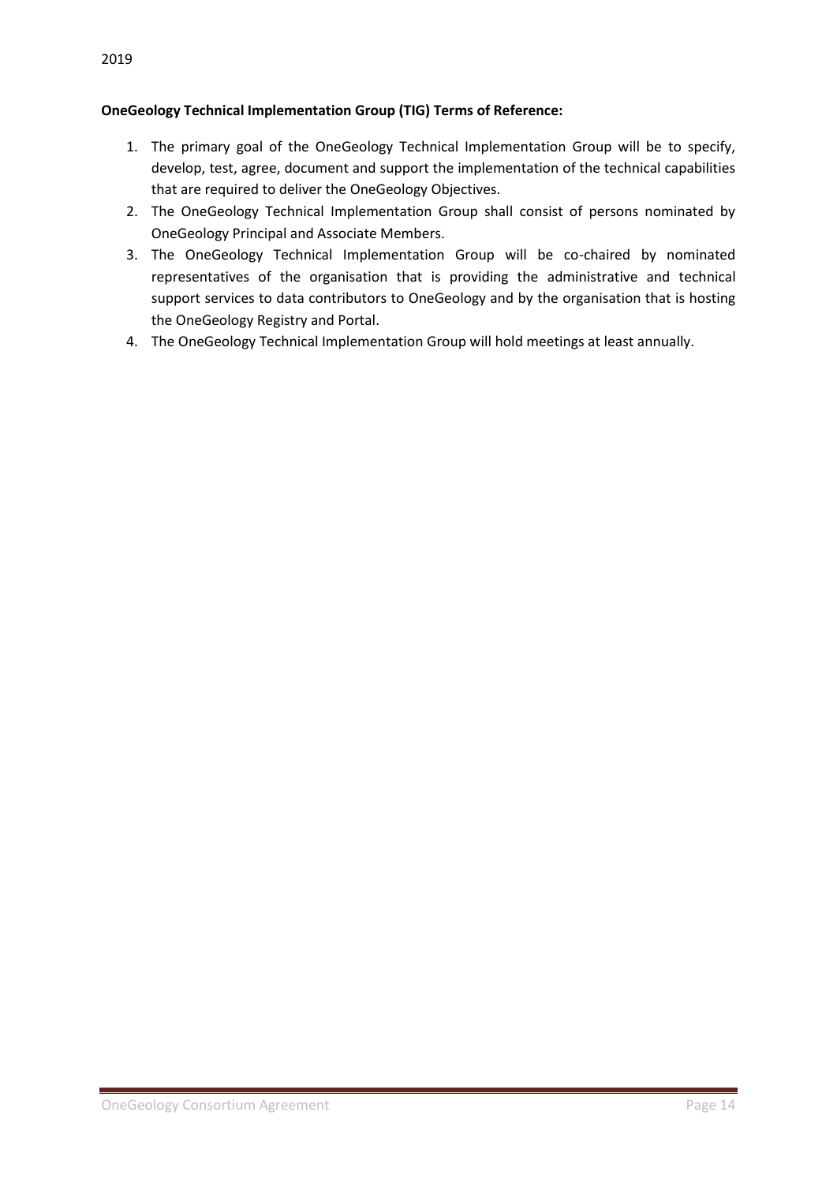**OneGeology Technical Implementation Group (TIG) Terms of Reference:**

1. The primary goal of the OneGeology Technical Implementation Group will be to specify, develop, test, agree, document and support the implementation of the technical capabilities that are required to deliver the OneGeology Objectives.
2. The OneGeology Technical Implementation Group shall consist of persons nominated by OneGeology Principal and Associate Members.
3. The OneGeology Technical Implementation Group will be co-chaired by nominated representatives of the organisation that is providing the administrative and technical support services to data contributors to OneGeology and by the organisation that is hosting the OneGeology Registry and Portal.
4. The OneGeology Technical Implementation Group will hold meetings at least annually.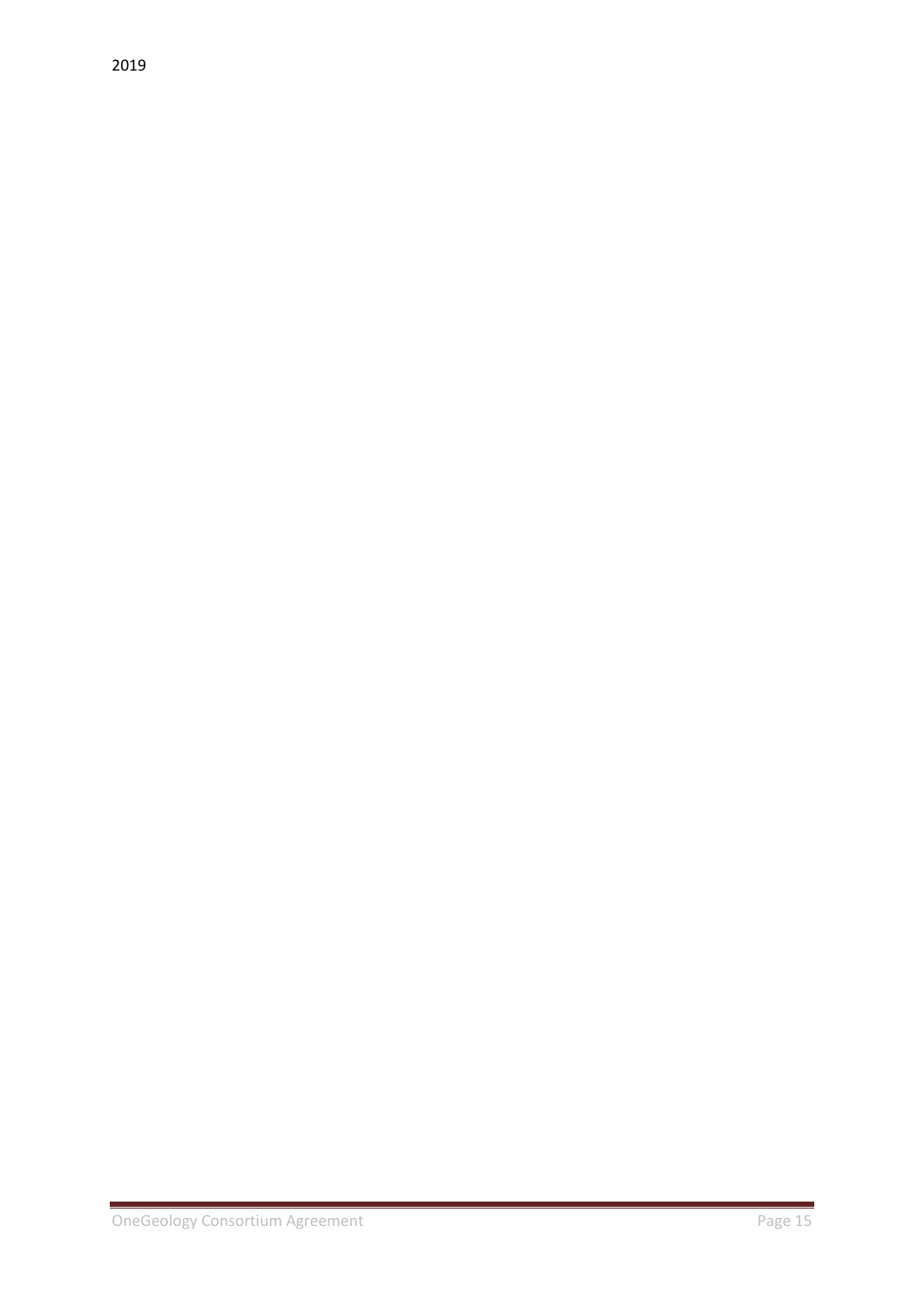2019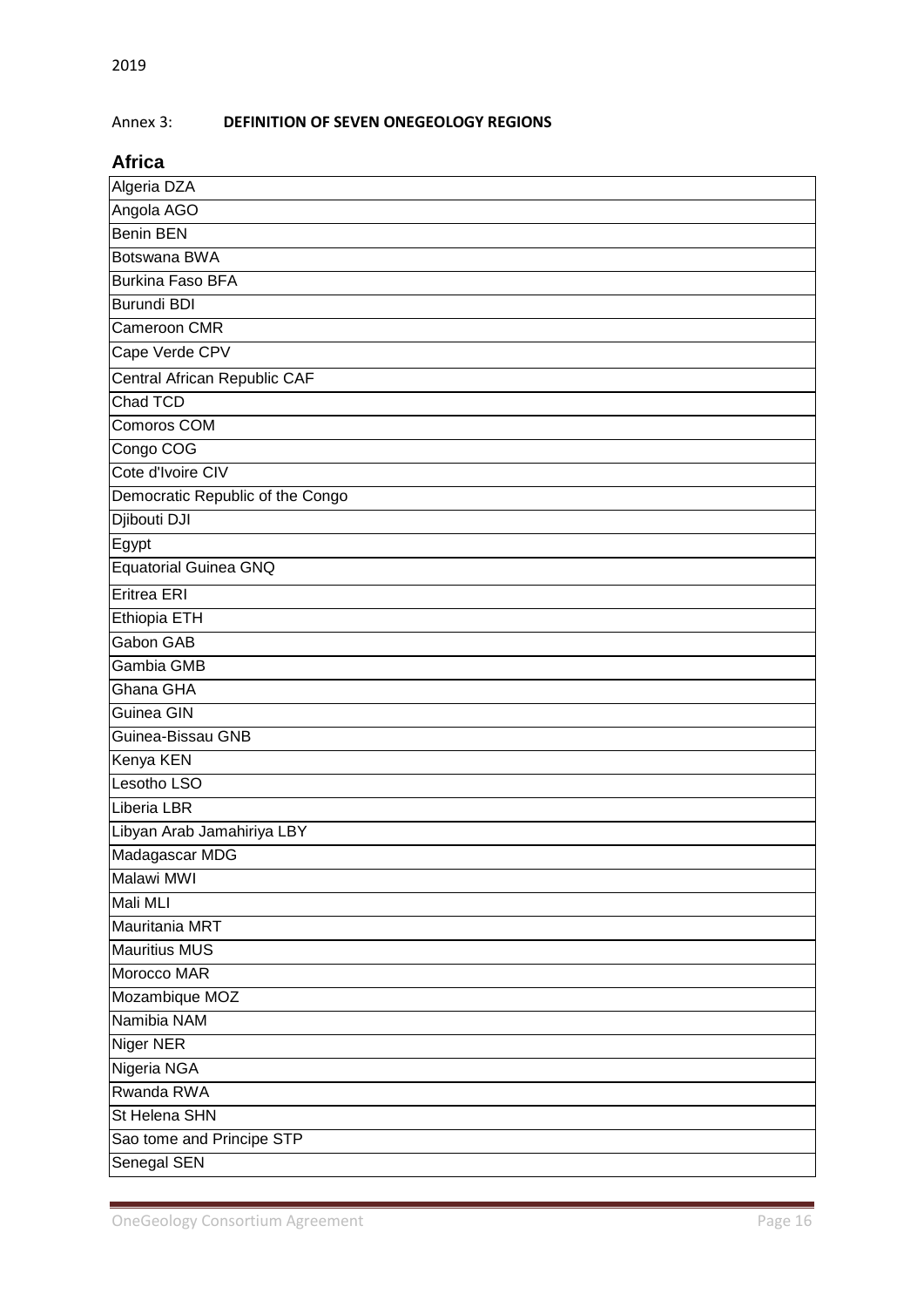Annex 3: **DEFINITION OF SEVEN ONEGEOLOGY REGIONS**

### Africa

| |
|---|
| Algeria DZA |
| Angola AGO |
| Benin BEN |
| Botswana BWA |
| Burkina Faso BFA |
| Burundi BDI |
| Cameroon CMR |
| Cape Verde CPV |
| Central African Republic CAF |
| Chad TCD |
| Comoros COM |
| Congo COG |
| Cote d'Ivoire CIV |
| Democratic Republic of the Congo |
| Djibouti DJI |
| Egypt |
| Equatorial Guinea GNQ |
| Eritrea ERI |
| Ethiopia ETH |
| Gabon GAB |
| Gambia GMB |
| Ghana GHA |
| Guinea GIN |
| Guinea-Bissau GNB |
| Kenya KEN |
| Lesotho LSO |
| Liberia LBR |
| Libyan Arab Jamahiriya LBY |
| Madagascar MDG |
| Malawi MWI |
| Mali MLI |
| Mauritania MRT |
| Mauritius MUS |
| Morocco MAR |
| Mozambique MOZ |
| Namibia NAM |
| Niger NER |
| Nigeria NGA |
| Rwanda RWA |
| St Helena SHN |
| Sao tome and Principe STP |
| Senegal SEN |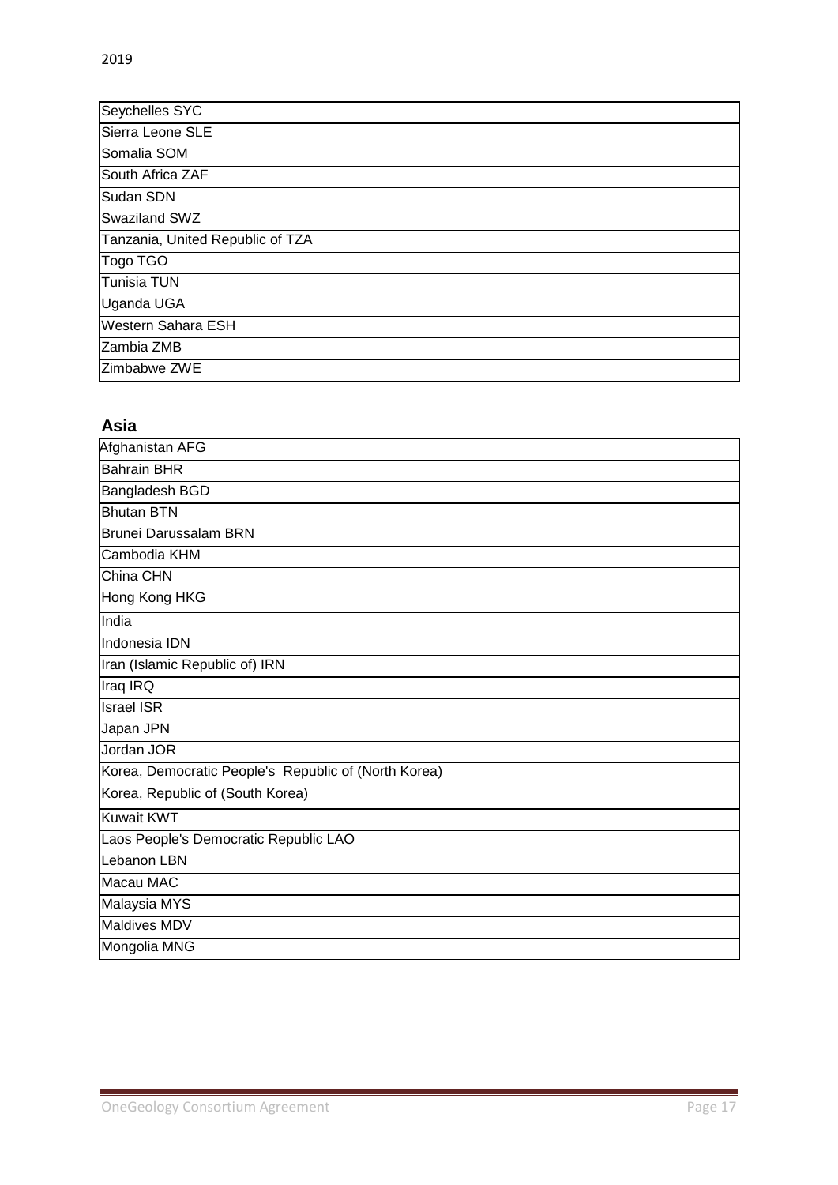| |
|---|
| Seychelles SYC |
| Sierra Leone SLE |
| Somalia SOM |
| South Africa ZAF |
| Sudan SDN |
| Swaziland SWZ |
| Tanzania, United Republic of TZA |
| Togo TGO |
| Tunisia TUN |
| Uganda UGA |
| Western Sahara ESH |
| Zambia ZMB |
| Zimbabwe ZWE |

**Asia**

| |
|---|
| Afghanistan AFG |
| Bahrain BHR |
| Bangladesh BGD |
| Bhutan BTN |
| Brunei Darussalam BRN |
| Cambodia KHM |
| China CHN |
| Hong Kong HKG |
| India |
| Indonesia IDN |
| Iran (Islamic Republic of) IRN |
| Iraq IRQ |
| Israel ISR |
| Japan JPN |
| Jordan JOR |
| Korea, Democratic People's Republic of (North Korea) |
| Korea, Republic of (South Korea) |
| Kuwait KWT |
| Laos People's Democratic Republic LAO |
| Lebanon LBN |
| Macau MAC |
| Malaysia MYS |
| Maldives MDV |
| Mongolia MNG |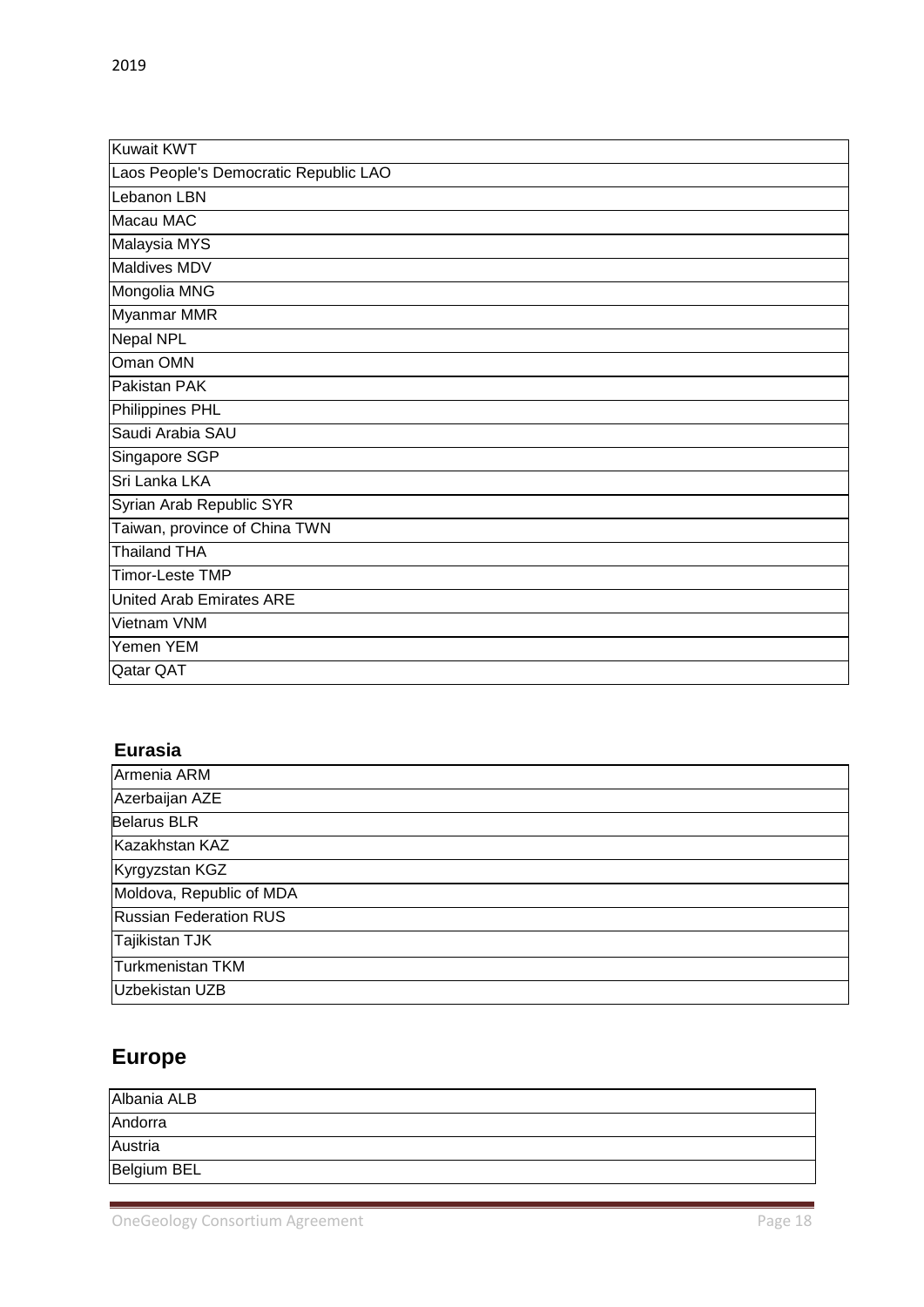| |
|---|
| Kuwait KWT |
| Laos People's Democratic Republic LAO |
| Lebanon LBN |
| Macau MAC |
| Malaysia MYS |
| Maldives MDV |
| Mongolia MNG |
| Myanmar MMR |
| Nepal NPL |
| Oman OMN |
| Pakistan PAK |
| Philippines PHL |
| Saudi Arabia SAU |
| Singapore SGP |
| Sri Lanka LKA |
| Syrian Arab Republic SYR |
| Taiwan, province of China TWN |
| Thailand THA |
| Timor-Leste TMP |
| United Arab Emirates ARE |
| Vietnam VNM |
| Yemen YEM |
| Qatar QAT |

### Eurasia

| |
|---|
| Armenia ARM |
| Azerbaijan AZE |
| Belarus BLR |
| Kazakhstan KAZ |
| Kyrgyzstan KGZ |
| Moldova, Republic of MDA |
| Russian Federation RUS |
| Tajikistan TJK |
| Turkmenistan TKM |
| Uzbekistan UZB |

## Europe

| |
|---|
| Albania ALB |
| Andorra |
| Austria |
| Belgium BEL |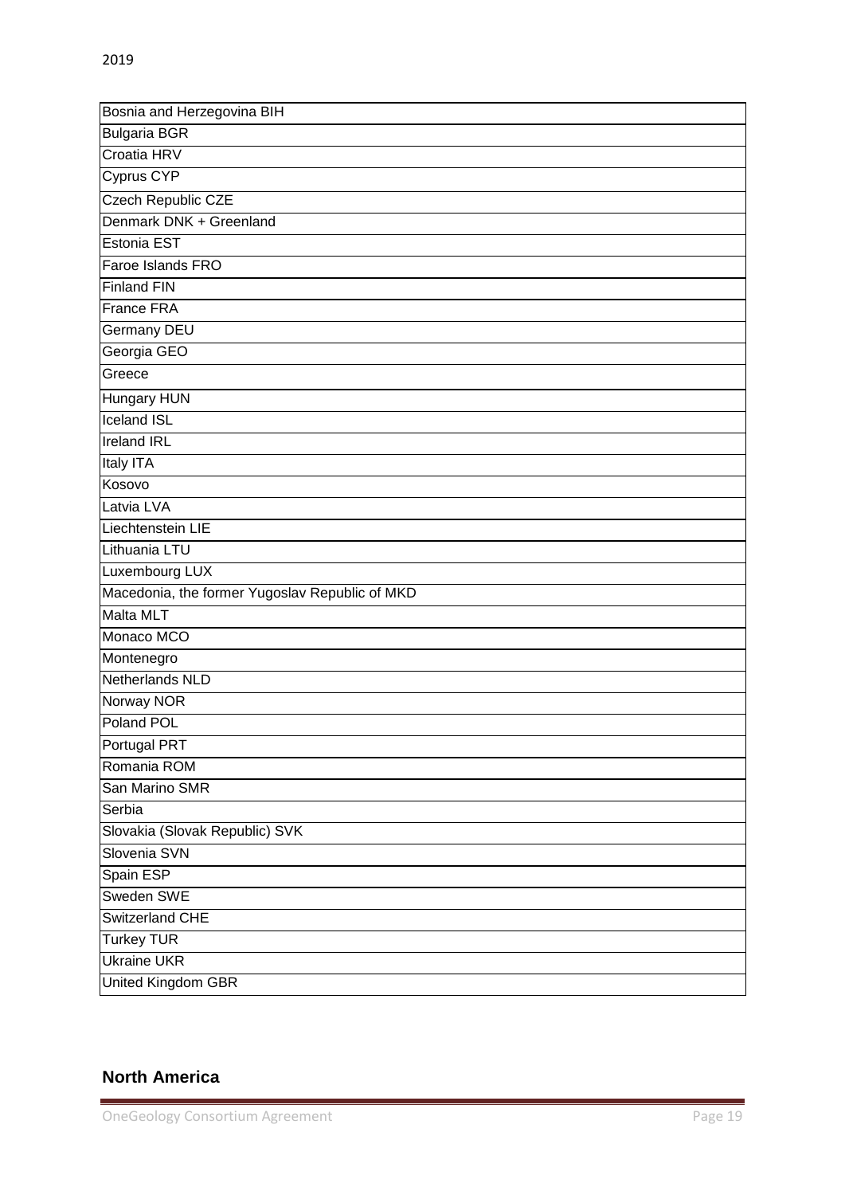| |
|---|
| Bosnia and Herzegovina BIH |
| Bulgaria BGR |
| Croatia HRV |
| Cyprus CYP |
| Czech Republic CZE |
| Denmark DNK + Greenland |
| Estonia EST |
| Faroe Islands FRO |
| Finland FIN |
| France FRA |
| Germany DEU |
| Georgia GEO |
| Greece |
| Hungary HUN |
| Iceland ISL |
| Ireland IRL |
| Italy ITA |
| Kosovo |
| Latvia LVA |
| Liechtenstein LIE |
| Lithuania LTU |
| Luxembourg LUX |
| Macedonia, the former Yugoslav Republic of MKD |
| Malta MLT |
| Monaco MCO |
| Montenegro |
| Netherlands NLD |
| Norway NOR |
| Poland POL |
| Portugal PRT |
| Romania ROM |
| San Marino SMR |
| Serbia |
| Slovakia (Slovak Republic) SVK |
| Slovenia SVN |
| Spain ESP |
| Sweden SWE |
| Switzerland CHE |
| Turkey TUR |
| Ukraine UKR |
| United Kingdom GBR |

### North America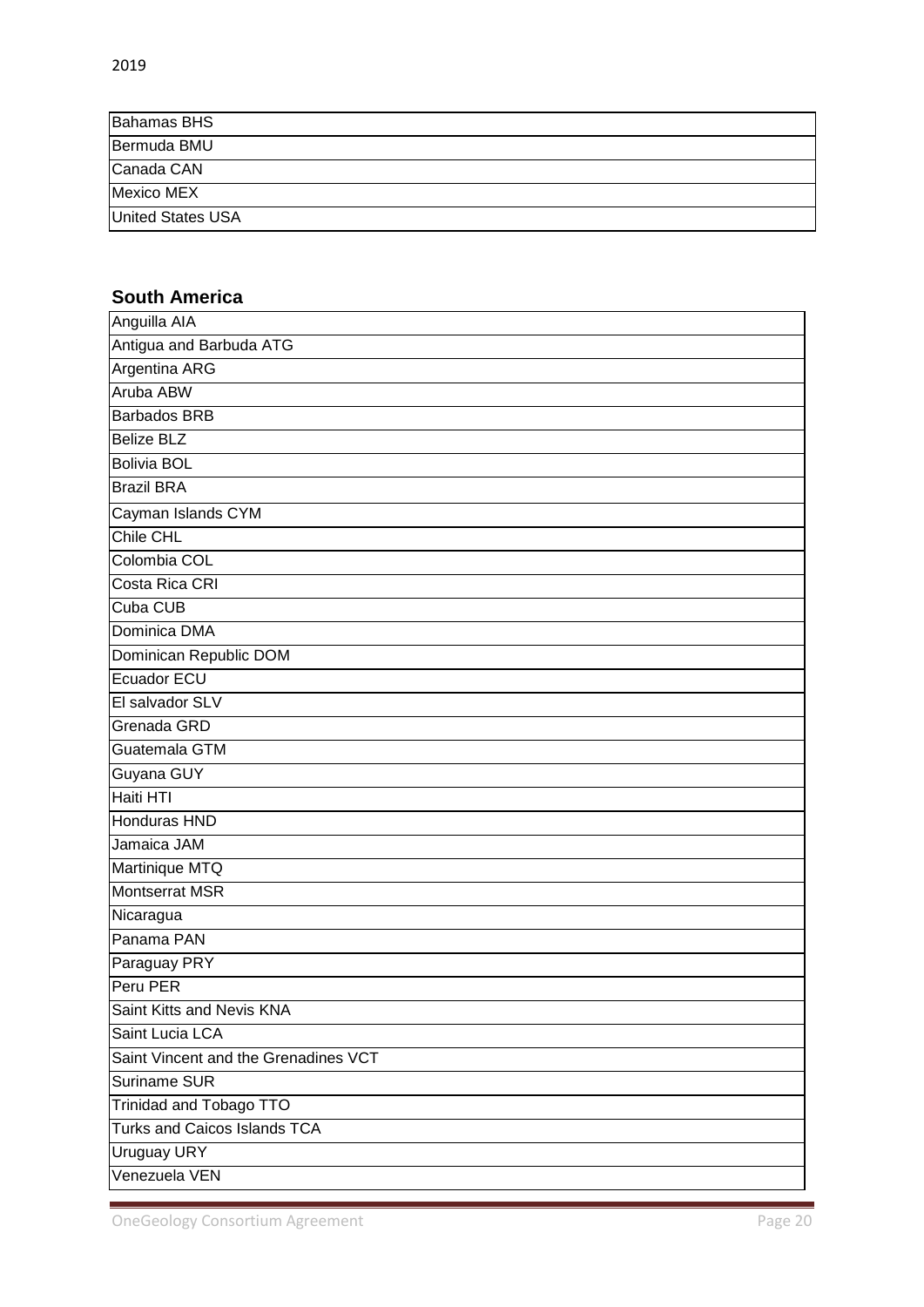| |
|---|
| Bahamas BHS |
| Bermuda BMU |
| Canada CAN |
| Mexico MEX |
| United States USA |

**South America**

| |
|---|
| Anguilla AIA |
| Antigua and Barbuda ATG |
| Argentina ARG |
| Aruba ABW |
| Barbados BRB |
| Belize BLZ |
| Bolivia BOL |
| Brazil BRA |
| Cayman Islands CYM |
| Chile CHL |
| Colombia COL |
| Costa Rica CRI |
| Cuba CUB |
| Dominica DMA |
| Dominican Republic DOM |
| Ecuador ECU |
| El salvador SLV |
| Grenada GRD |
| Guatemala GTM |
| Guyana GUY |
| Haiti HTI |
| Honduras HND |
| Jamaica JAM |
| Martinique MTQ |
| Montserrat MSR |
| Nicaragua |
| Panama PAN |
| Paraguay PRY |
| Peru PER |
| Saint Kitts and Nevis KNA |
| Saint Lucia LCA |
| Saint Vincent and the Grenadines VCT |
| Suriname SUR |
| Trinidad and Tobago TTO |
| Turks and Caicos Islands TCA |
| Uruguay URY |
| Venezuela VEN |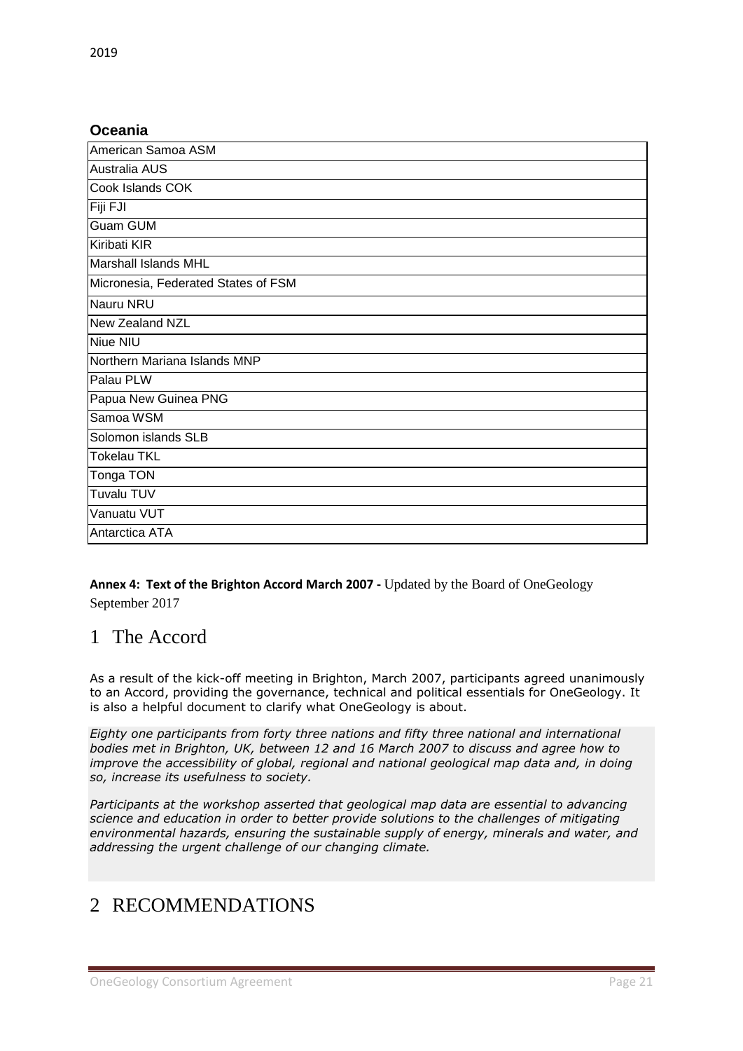**Oceania**

| |
|---|
| American Samoa ASM |
| Australia AUS |
| Cook Islands COK |
| Fiji FJI |
| Guam GUM |
| Kiribati KIR |
| Marshall Islands MHL |
| Micronesia, Federated States of FSM |
| Nauru NRU |
| New Zealand NZL |
| Niue NIU |
| Northern Mariana Islands MNP |
| Palau PLW |
| Papua New Guinea PNG |
| Samoa WSM |
| Solomon islands SLB |
| Tokelau TKL |
| Tonga TON |
| Tuvalu TUV |
| Vanuatu VUT |
| Antarctica ATA |

**Annex 4: Text of the Brighton Accord March 2007 -** Updated by the Board of OneGeology September 2017

# 1 The Accord

As a result of the kick-off meeting in Brighton, March 2007, participants agreed unanimously to an Accord, providing the governance, technical and political essentials for OneGeology. It is also a helpful document to clarify what OneGeology is about.

*Eighty one participants from forty three nations and fifty three national and international bodies met in Brighton, UK, between 12 and 16 March 2007 to discuss and agree how to improve the accessibility of global, regional and national geological map data and, in doing so, increase its usefulness to society.*

*Participants at the workshop asserted that geological map data are essential to advancing science and education in order to better provide solutions to the challenges of mitigating environmental hazards, ensuring the sustainable supply of energy, minerals and water, and addressing the urgent challenge of our changing climate.*

# 2 RECOMMENDATIONS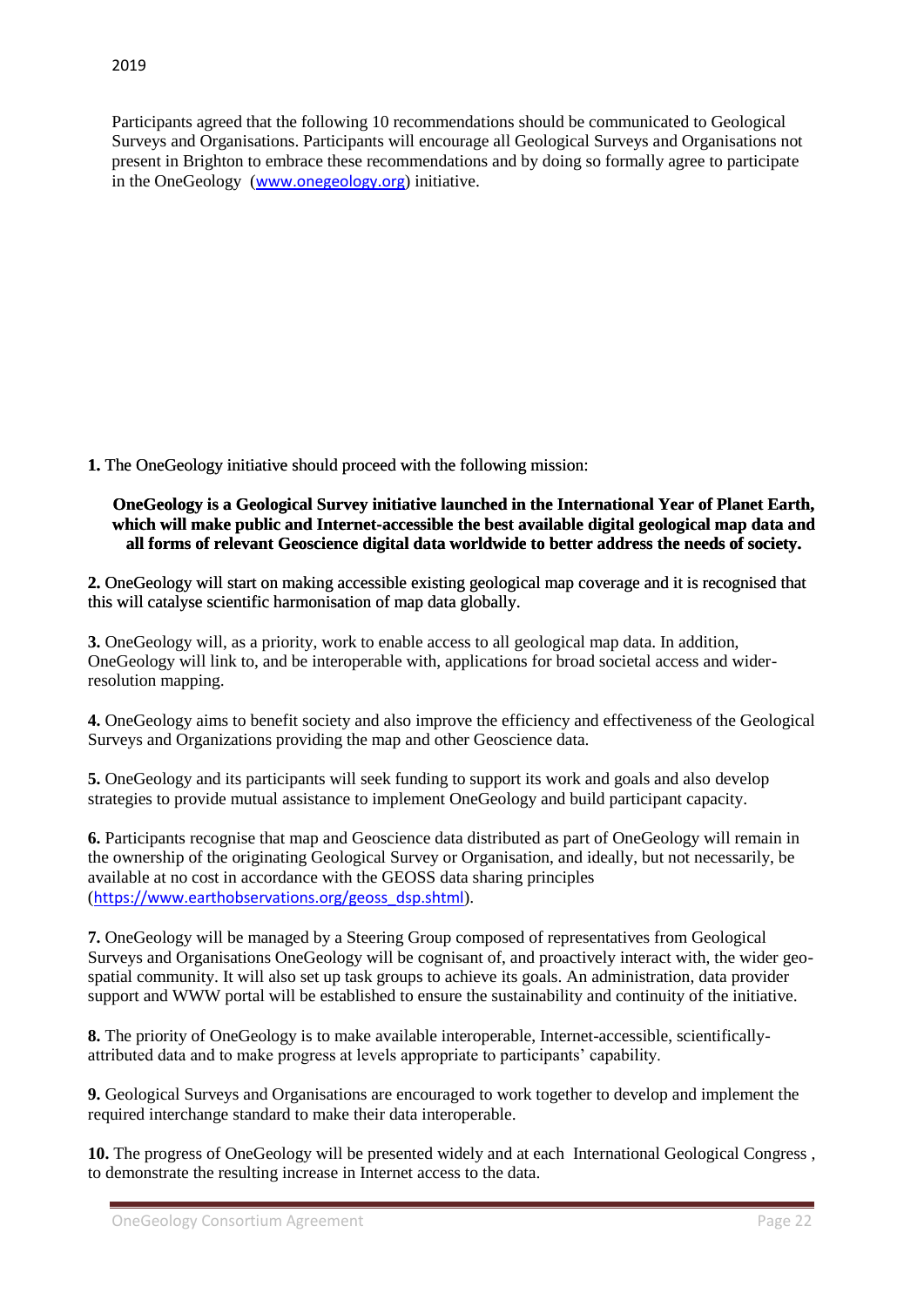2019

Participants agreed that the following 10 recommendations should be communicated to Geological Surveys and Organisations. Participants will encourage all Geological Surveys and Organisations not present in Brighton to embrace these recommendations and by doing so formally agree to participate in the OneGeology ([www.onegeology.org](www.onegeology.org)) initiative.

**1.** The OneGeology initiative should proceed with the following mission:

**OneGeology is a Geological Survey initiative launched in the International Year of Planet Earth, which will make public and Internet-accessible the best available digital geological map data and all forms of relevant Geoscience digital data worldwide to better address the needs of society.**

**2.** OneGeology will start on making accessible existing geological map coverage and it is recognised that this will catalyse scientific harmonisation of map data globally.

**3.** OneGeology will, as a priority, work to enable access to all geological map data. In addition, OneGeology will link to, and be interoperable with, applications for broad societal access and wider-resolution mapping.

**4.** OneGeology aims to benefit society and also improve the efficiency and effectiveness of the Geological Surveys and Organizations providing the map and other Geoscience data.

**5.** OneGeology and its participants will seek funding to support its work and goals and also develop strategies to provide mutual assistance to implement OneGeology and build participant capacity.

**6.** Participants recognise that map and Geoscience data distributed as part of OneGeology will remain in the ownership of the originating Geological Survey or Organisation, and ideally, but not necessarily, be available at no cost in accordance with the GEOSS data sharing principles ([https://www.earthobservations.org/geoss_dsp.shtml](https://www.earthobservations.org/geoss_dsp.shtml)).

**7.** OneGeology will be managed by a Steering Group composed of representatives from Geological Surveys and Organisations OneGeology will be cognisant of, and proactively interact with, the wider geo-spatial community. It will also set up task groups to achieve its goals. An administration, data provider support and WWW portal will be established to ensure the sustainability and continuity of the initiative.

**8.** The priority of OneGeology is to make available interoperable, Internet-accessible, scientifically-attributed data and to make progress at levels appropriate to participants' capability.

**9.** Geological Surveys and Organisations are encouraged to work together to develop and implement the required interchange standard to make their data interoperable.

**10.** The progress of OneGeology will be presented widely and at each International Geological Congress , to demonstrate the resulting increase in Internet access to the data.